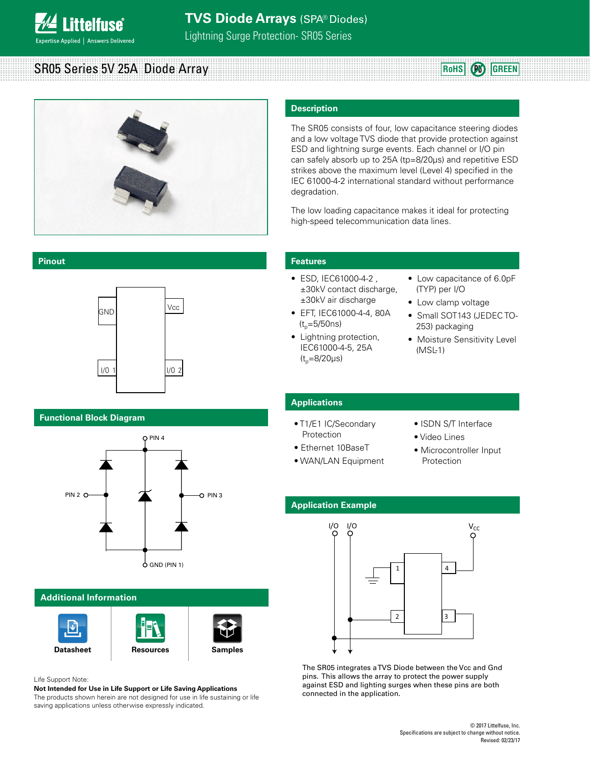# TVS Diode Arrays (SPA® Diodes)

Lightning Surge Protection- SR05 Series

## SR05 Series 5V 25A Diode Array

RoHS | Pb | GREEN

## Description

The SR05 consists of four, low capacitance steering diodes and a low voltage TVS diode that provide protection against ESD and lightning surge events. Each channel or I/O pin can safely absorb up to 25A (tp=8/20μs) and repetitive ESD strikes above the maximum level (Level 4) specified in the IEC 61000-4-2 international standard without performance degradation.

The low loading capacitance makes it ideal for protecting high-speed telecommunication data lines.

## Pinout

GND, Vcc, I/O 1, I/O 2

## Features

- ESD, IEC61000-4-2, ±30kV contact discharge, ±30kV air discharge
- EFT, IEC61000-4-4, 80A ($t_p$=5/50ns)
- Lightning protection, IEC61000-4-5, 25A ($t_p$=8/20μs)
- Low capacitance of 6.0pF (TYP) per I/O
- Low clamp voltage
- Small SOT143 (JEDEC TO-253) packaging
- Moisture Sensitivity Level (MSL-1)

## Applications

- T1/E1 IC/Secondary Protection
- Ethernet 10BaseT
- WAN/LAN Equipment
- ISDN S/T Interface
- Video Lines
- Microcontroller Input Protection

## Functional Block Diagram

PIN 4, PIN 2, PIN 3, GND (PIN 1)

## Application Example

I/O, I/O, $V_{CC}$, 1, 2, 3, 4

The SR05 integrates a TVS Diode between the Vcc and Gnd pins. This allows the array to protect the power supply against ESD and lighting surges when these pins are both connected in the application.

## Additional Information

Datasheet | Resources | Samples

Life Support Note:

**Not Intended for Use in Life Support or Life Saving Applications**

The products shown herein are not designed for use in life sustaining or life saving applications unless otherwise expressly indicated.

© 2017 Littelfuse, Inc.
Specifications are subject to change without notice.
Revised: 02/23/17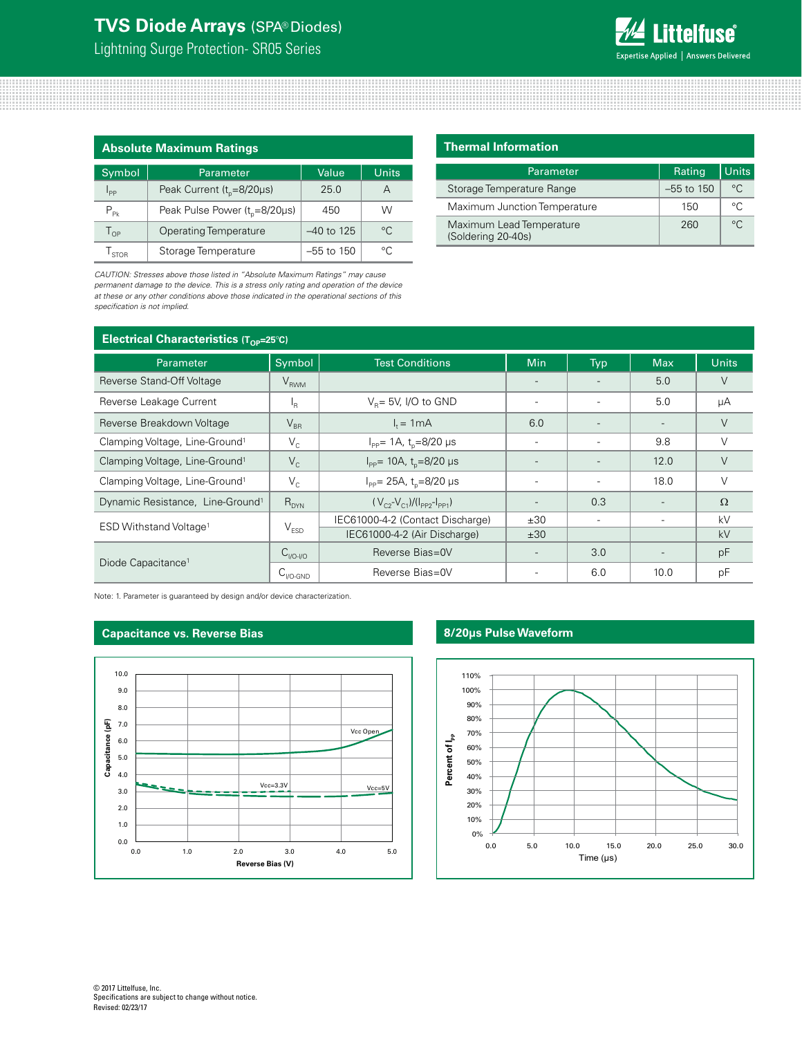## Absolute Maximum Ratings

| Symbol | Parameter | Value | Units |
|---|---|---|---|
| $I_{PP}$ | Peak Current ($t_p$=8/20μs) | 25.0 | A |
| $P_{Pk}$ | Peak Pulse Power ($t_p$=8/20μs) | 450 | W |
| $T_{OP}$ | Operating Temperature | –40 to 125 | °C |
| $T_{STOR}$ | Storage Temperature | –55 to 150 | °C |

*CAUTION: Stresses above those listed in "Absolute Maximum Ratings" may cause permanent damage to the device. This is a stress only rating and operation of the device at these or any other conditions above those indicated in the operational sections of this specification is not implied.*

## Thermal Information

| Parameter | Rating | Units |
|---|---|---|
| Storage Temperature Range | –55 to 150 | °C |
| Maximum Junction Temperature | 150 | °C |
| Maximum Lead Temperature (Soldering 20-40s) | 260 | °C |

## Electrical Characteristics ($T_{OP}$=25°C)

| Parameter | Symbol | Test Conditions | Min | Typ | Max | Units |
|---|---|---|---|---|---|---|
| Reverse Stand-Off Voltage | $V_{RWM}$ | | - | - | 5.0 | V |
| Reverse Leakage Current | $I_R$ | $V_R$= 5V, I/O to GND | - | - | 5.0 | μA |
| Reverse Breakdown Voltage | $V_{BR}$ | $I_t$ = 1mA | 6.0 | - | - | V |
| Clamping Voltage, Line-Ground[1] | $V_C$ | $I_{PP}$= 1A, $t_p$=8/20 μs | - | - | 9.8 | V |
| Clamping Voltage, Line-Ground[1] | $V_C$ | $I_{PP}$= 10A, $t_p$=8/20 μs | - | - | 12.0 | V |
| Clamping Voltage, Line-Ground[1] | $V_C$ | $I_{PP}$= 25A, $t_p$=8/20 μs | - | - | 18.0 | V |
| Dynamic Resistance, Line-Ground[1] | $R_{DYN}$ | $(V_{C2}-V_{C1})/(I_{PP2}-I_{PP1})$ | - | 0.3 | - | Ω |
| ESD Withstand Voltage[1] | $V_{ESD}$ | IEC61000-4-2 (Contact Discharge) | ±30 | - | - | kV |
| | | IEC61000-4-2 (Air Discharge) | ±30 | | | kV |
| Diode Capacitance[1] | $C_{I/O-I/O}$ | Reverse Bias=0V | - | 3.0 | - | pF |
| | $C_{I/O-GND}$ | Reverse Bias=0V | - | 6.0 | 10.0 | pF |

Note: 1. Parameter is guaranteed by design and/or device characterization.

## Capacitance vs. Reverse Bias

## 8/20μs Pulse Waveform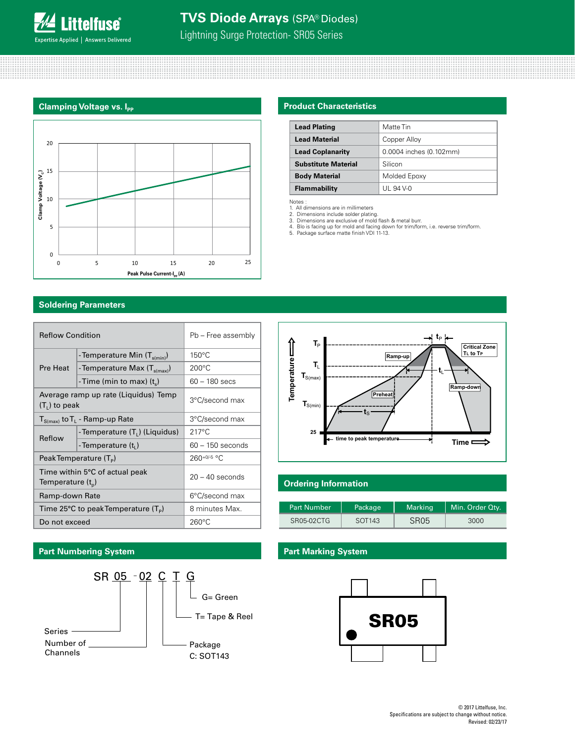## Clamping Voltage vs. $I_{PP}$

Clamp Voltage ($V_C$)

Peak Pulse Current-$I_{PP}$ (A)

## Product Characteristics

| | |
|---|---|
| **Lead Plating** | Matte Tin |
| **Lead Material** | Copper Alloy |
| **Lead Coplanarity** | 0.0004 inches (0.102mm) |
| **Substitute Material** | Silicon |
| **Body Material** | Molded Epoxy |
| **Flammability** | UL 94 V-0 |

Notes :
1. All dimensions are in millimeters
2. Dimensions include solder plating.
3. Dimensions are exclusive of mold flash & metal burr.
4. Blo is facing up for mold and facing down for trim/form, i.e. reverse trim/form.
5. Package surface matte finish VDI 11-13.

## Soldering Parameters

| Reflow Condition | | Pb – Free assembly |
|---|---|---|
| Pre Heat | -Temperature Min ($T_{s(min)}$) | 150°C |
| | -Temperature Max ($T_{s(max)}$) | 200°C |
| | -Time (min to max) ($t_s$) | 60 – 180 secs |
| Average ramp up rate (Liquidus) Temp ($T_L$) to peak | | 3°C/second max |
| $T_{S(max)}$ to $T_L$ - Ramp-up Rate | | 3°C/second max |
| Reflow | -Temperature ($T_L$) (Liquidus) | 217°C |
| | -Temperature ($t_L$) | 60 – 150 seconds |
| Peak Temperature ($T_P$) | | $260^{+0/-5}$ °C |
| Time within 5°C of actual peak Temperature ($t_p$) | | 20 – 40 seconds |
| Ramp-down Rate | | 6°C/second max |
| Time 25°C to peak Temperature ($T_P$) | | 8 minutes Max. |
| Do not exceed | | 260°C |

## Ordering Information

| Part Number | Package | Marking | Min. Order Qty. |
|---|---|---|---|
| SR05-02CTG | SOT143 | SR05 | 3000 |

## Part Numbering System

SR 05 - 02 C T G

- SR 05: Series
- 02: Number of Channels
- C: Package — C: SOT143
- T= Tape & Reel
- G= Green

## Part Marking System

SR05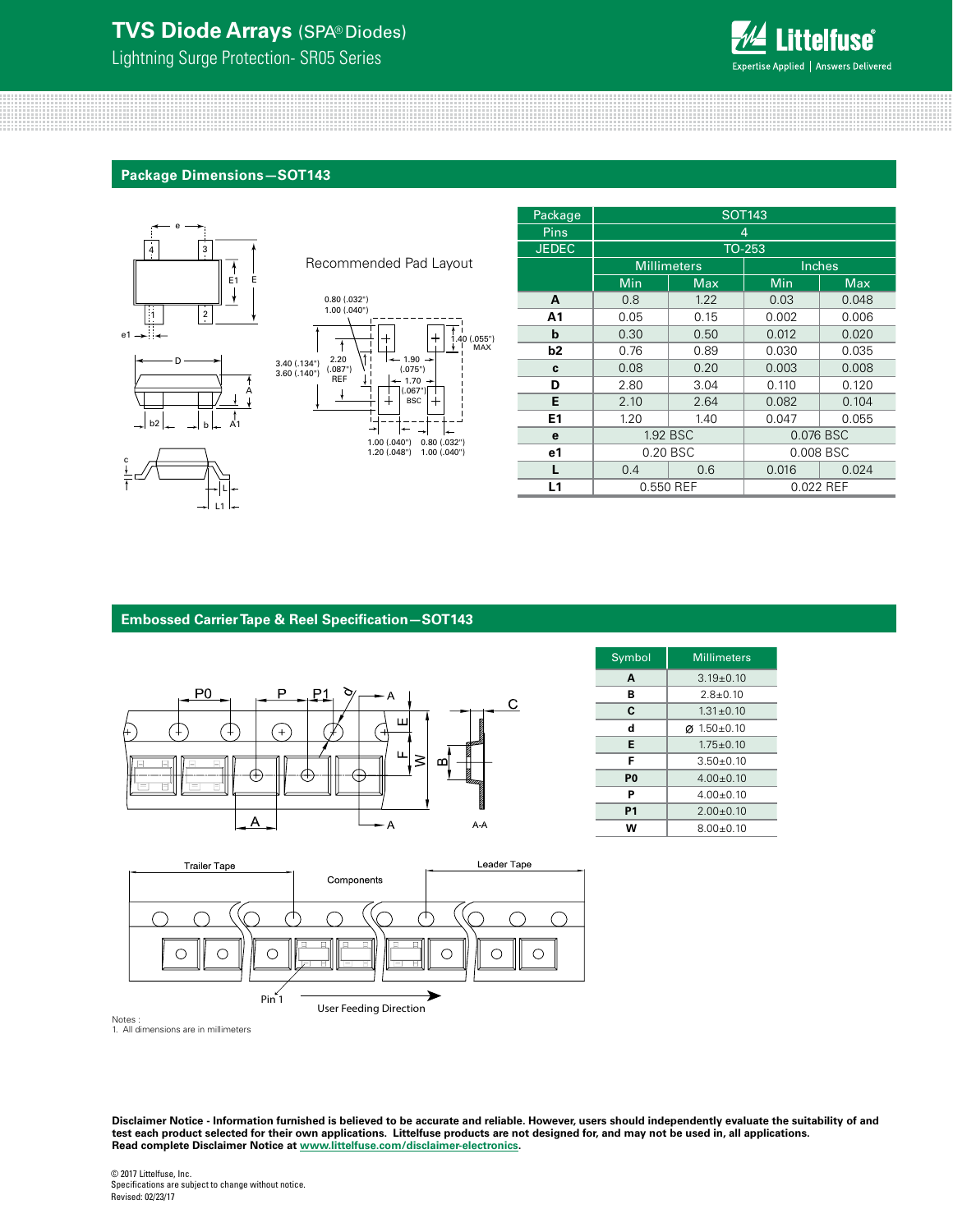## Package Dimensions—SOT143

Recommended Pad Layout

| Package | SOT143 | | | |
|---|---|---|---|---|
| Pins | 4 | | | |
| JEDEC | TO-253 | | | |
| | Millimeters | | Inches | |
| | Min | Max | Min | Max |
| **A** | 0.8 | 1.22 | 0.03 | 0.048 |
| **A1** | 0.05 | 0.15 | 0.002 | 0.006 |
| **b** | 0.30 | 0.50 | 0.012 | 0.020 |
| **b2** | 0.76 | 0.89 | 0.030 | 0.035 |
| **c** | 0.08 | 0.20 | 0.003 | 0.008 |
| **D** | 2.80 | 3.04 | 0.110 | 0.120 |
| **E** | 2.10 | 2.64 | 0.082 | 0.104 |
| **E1** | 1.20 | 1.40 | 0.047 | 0.055 |
| **e** | 1.92 BSC | | 0.076 BSC | |
| **e1** | 0.20 BSC | | 0.008 BSC | |
| **L** | 0.4 | 0.6 | 0.016 | 0.024 |
| **L1** | 0.550 REF | | 0.022 REF | |

## Embossed Carrier Tape & Reel Specification—SOT143

| Symbol | Millimeters |
|---|---|
| **A** | 3.19±0.10 |
| **B** | 2.8±0.10 |
| **C** | 1.31±0.10 |
| **d** | ⌀ 1.50±0.10 |
| **E** | 1.75±0.10 |
| **F** | 3.50±0.10 |
| **P0** | 4.00±0.10 |
| **P** | 4.00±0.10 |
| **P1** | 2.00±0.10 |
| **W** | 8.00±0.10 |

Trailer Tape

Components

Leader Tape

Pin 1

User Feeding Direction

Notes :
1. All dimensions are in millimeters

**Disclaimer Notice - Information furnished is believed to be accurate and reliable. However, users should independently evaluate the suitability of and test each product selected for their own applications. Littelfuse products are not designed for, and may not be used in, all applications. Read complete Disclaimer Notice at www.littelfuse.com/disclaimer-electronics.**

© 2017 Littelfuse, Inc.
Specifications are subject to change without notice.
Revised: 02/23/17